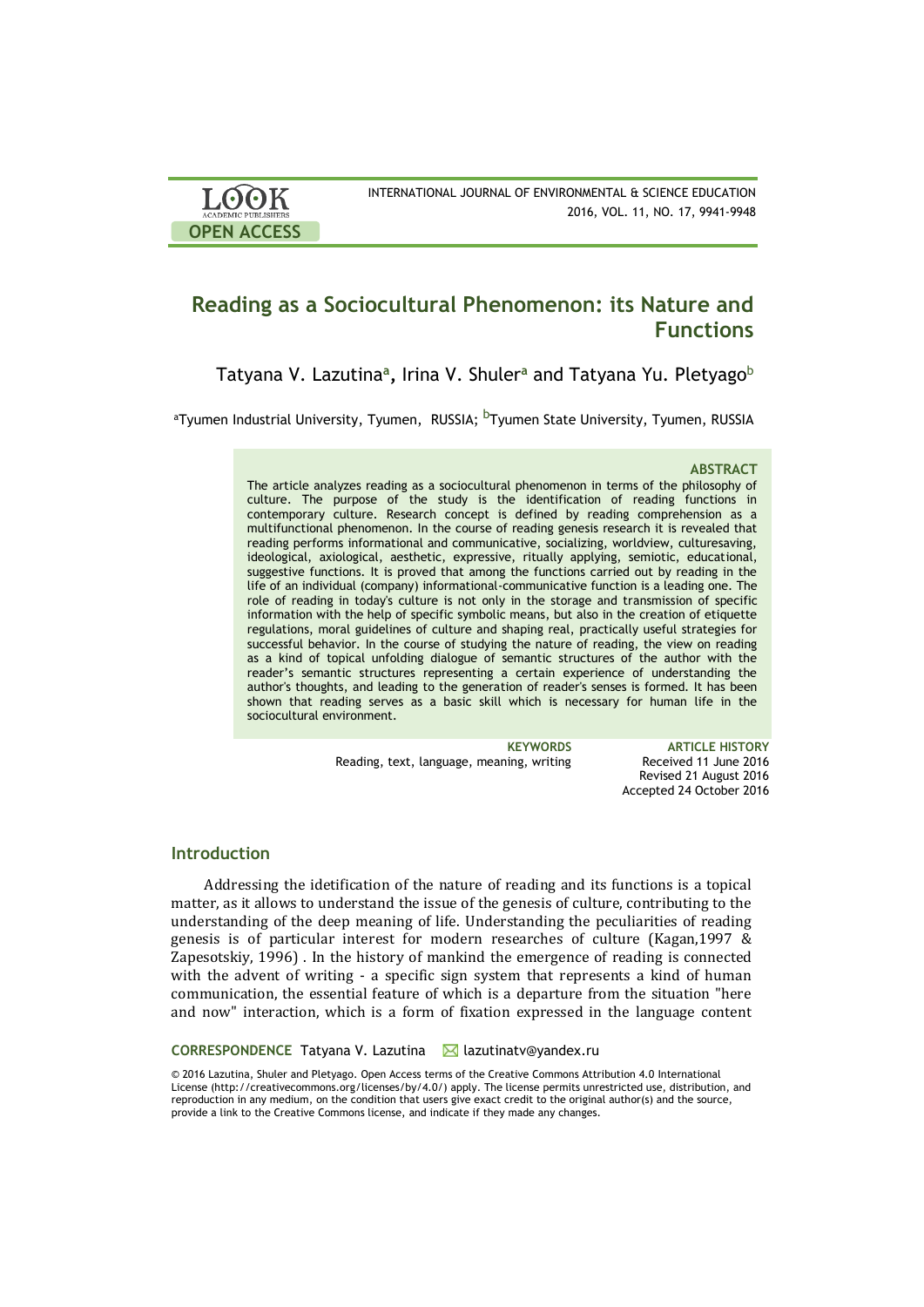LOOK ACADEMIC PUBLISHERS

OPEN ACCESS

INTERNATIONAL JOURNAL OF ENVIRONMENTAL & SCIENCE EDUCATION
2016, VOL. 11, NO. 17, 9941-9948

# Reading as a Sociocultural Phenomenon: its Nature and Functions

Tatyana V. Lazutina[a], Irina V. Shuler[a] and Tatyana Yu. Pletyago[b]

[a]Tyumen Industrial University, Tyumen, RUSSIA; [b]Tyumen State University, Tyumen, RUSSIA

### ABSTRACT

The article analyzes reading as a sociocultural phenomenon in terms of the philosophy of culture. The purpose of the study is the identification of reading functions in contemporary culture. Research concept is defined by reading comprehension as a multifunctional phenomenon. In the course of reading genesis research it is revealed that reading performs informational and communicative, socializing, worldview, culturesaving, ideological, axiological, aesthetic, expressive, ritually applying, semiotic, educational, suggestive functions. It is proved that among the functions carried out by reading in the life of an individual (company) informational-communicative function is a leading one. The role of reading in today's culture is not only in the storage and transmission of specific information with the help of specific symbolic means, but also in the creation of etiquette regulations, moral guidelines of culture and shaping real, practically useful strategies for successful behavior. In the course of studying the nature of reading, the view on reading as a kind of topical unfolding dialogue of semantic structures of the author with the reader's semantic structures representing a certain experience of understanding the author's thoughts, and leading to the generation of reader's senses is formed. It has been shown that reading serves as a basic skill which is necessary for human life in the sociocultural environment.

**KEYWORDS**
Reading, text, language, meaning, writing

**ARTICLE HISTORY**
Received 11 June 2016
Revised 21 August 2016
Accepted 24 October 2016

## Introduction

Addressing the idetification of the nature of reading and its functions is a topical matter, as it allows to understand the issue of the genesis of culture, contributing to the understanding of the deep meaning of life. Understanding the peculiarities of reading genesis is of particular interest for modern researches of culture (Kagan,1997 & Zapesotskiy, 1996) . In the history of mankind the emergence of reading is connected with the advent of writing - a specific sign system that represents a kind of human communication, the essential feature of which is a departure from the situation "here and now" interaction, which is a form of fixation expressed in the language content

**CORRESPONDENCE** Tatyana V. Lazutina ✉ lazutinatv@yandex.ru

© 2016 Lazutina, Shuler and Pletyago. Open Access terms of the Creative Commons Attribution 4.0 International License (http://creativecommons.org/licenses/by/4.0/) apply. The license permits unrestricted use, distribution, and reproduction in any medium, on the condition that users give exact credit to the original author(s) and the source, provide a link to the Creative Commons license, and indicate if they made any changes.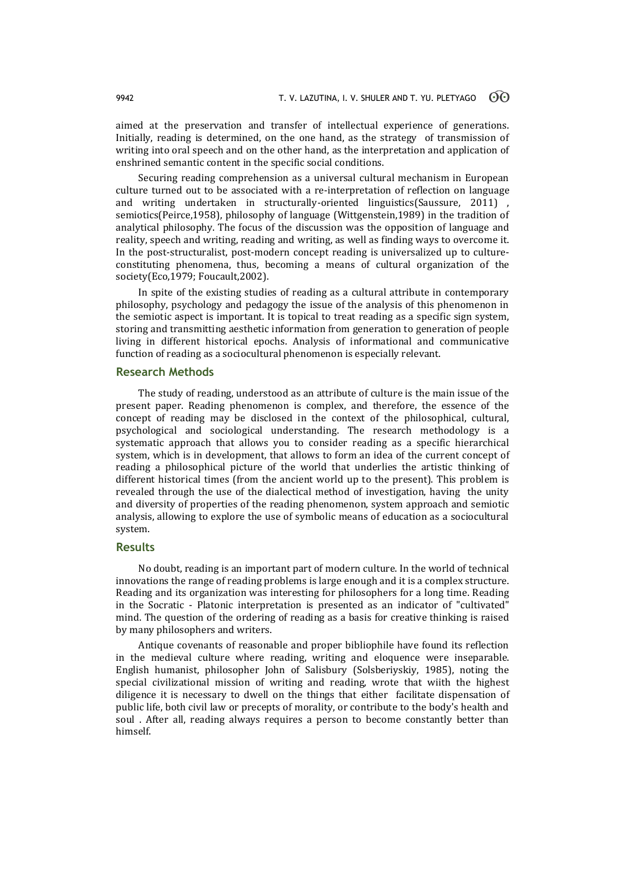aimed at the preservation and transfer of intellectual experience of generations. Initially, reading is determined, on the one hand, as the strategy of transmission of writing into oral speech and on the other hand, as the interpretation and application of enshrined semantic content in the specific social conditions.

Securing reading comprehension as a universal cultural mechanism in European culture turned out to be associated with a re-interpretation of reflection on language and writing undertaken in structurally-oriented linguistics(Saussure, 2011) , semiotics(Peirce,1958), philosophy of language (Wittgenstein,1989) in the tradition of analytical philosophy. The focus of the discussion was the opposition of language and reality, speech and writing, reading and writing, as well as finding ways to overcome it. In the post-structuralist, post-modern concept reading is universalized up to culture-constituting phenomena, thus, becoming a means of cultural organization of the society(Eco,1979; Foucault,2002).

In spite of the existing studies of reading as a cultural attribute in contemporary philosophy, psychology and pedagogy the issue of the analysis of this phenomenon in the semiotic aspect is important. It is topical to treat reading as a specific sign system, storing and transmitting aesthetic information from generation to generation of people living in different historical epochs. Analysis of informational and communicative function of reading as a sociocultural phenomenon is especially relevant.

## Research Methods

The study of reading, understood as an attribute of culture is the main issue of the present paper. Reading phenomenon is complex, and therefore, the essence of the concept of reading may be disclosed in the context of the philosophical, cultural, psychological and sociological understanding. The research methodology is a systematic approach that allows you to consider reading as a specific hierarchical system, which is in development, that allows to form an idea of the current concept of reading a philosophical picture of the world that underlies the artistic thinking of different historical times (from the ancient world up to the present). This problem is revealed through the use of the dialectical method of investigation, having the unity and diversity of properties of the reading phenomenon, system approach and semiotic analysis, allowing to explore the use of symbolic means of education as a sociocultural system.

## Results

No doubt, reading is an important part of modern culture. In the world of technical innovations the range of reading problems is large enough and it is a complex structure. Reading and its organization was interesting for philosophers for a long time. Reading in the Socratic - Platonic interpretation is presented as an indicator of "cultivated" mind. The question of the ordering of reading as a basis for creative thinking is raised by many philosophers and writers.

Antique covenants of reasonable and proper bibliophile have found its reflection in the medieval culture where reading, writing and eloquence were inseparable. English humanist, philosopher John of Salisbury (Solsberiyskiy, 1985), noting the special civilizational mission of writing and reading, wrote that wiith the highest diligence it is necessary to dwell on the things that either facilitate dispensation of public life, both civil law or precepts of morality, or contribute to the body's health and soul . After all, reading always requires a person to become constantly better than himself.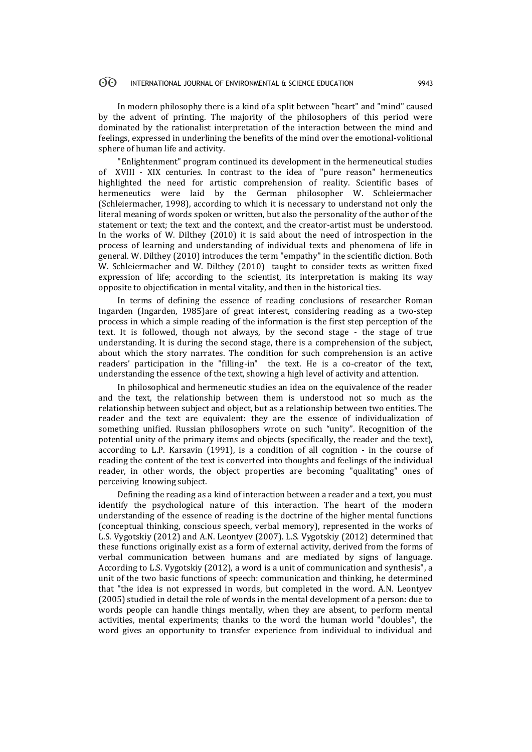In modern philosophy there is a kind of a split between "heart" and "mind" caused by the advent of printing. The majority of the philosophers of this period were dominated by the rationalist interpretation of the interaction between the mind and feelings, expressed in underlining the benefits of the mind over the emotional-volitional sphere of human life and activity.

"Enlightenment" program continued its development in the hermeneutical studies of XVIII - XIX centuries. In contrast to the idea of "pure reason" hermeneutics highlighted the need for artistic comprehension of reality. Scientific bases of hermeneutics were laid by the German philosopher W. Schleiermacher (Schleiermacher, 1998), according to which it is necessary to understand not only the literal meaning of words spoken or written, but also the personality of the author of the statement or text; the text and the context, and the creator-artist must be understood. In the works of W. Dilthey (2010) it is said about the need of introspection in the process of learning and understanding of individual texts and phenomena of life in general. W. Dilthey (2010) introduces the term "empathy" in the scientific diction. Both W. Schleiermacher and W. Dilthey (2010) taught to consider texts as written fixed expression of life; according to the scientist, its interpretation is making its way opposite to objectification in mental vitality, and then in the historical ties.

In terms of defining the essence of reading conclusions of researcher Roman Ingarden (Ingarden, 1985)are of great interest, considering reading as a two-step process in which a simple reading of the information is the first step perception of the text. It is followed, though not always, by the second stage - the stage of true understanding. It is during the second stage, there is a comprehension of the subject, about which the story narrates. The condition for such comprehension is an active readers' participation in the "filling-in" the text. He is a co-creator of the text, understanding the essence of the text, showing a high level of activity and attention.

In philosophical and hermeneutic studies an idea on the equivalence of the reader and the text, the relationship between them is understood not so much as the relationship between subject and object, but as a relationship between two entities. The reader and the text are equivalent: they are the essence of individualization of something unified. Russian philosophers wrote on such "unity". Recognition of the potential unity of the primary items and objects (specifically, the reader and the text), according to L.P. Karsavin (1991), is a condition of all cognition - in the course of reading the content of the text is converted into thoughts and feelings of the individual reader, in other words, the object properties are becoming "qualitating" ones of perceiving knowing subject.

Defining the reading as a kind of interaction between a reader and a text, you must identify the psychological nature of this interaction. The heart of the modern understanding of the essence of reading is the doctrine of the higher mental functions (conceptual thinking, conscious speech, verbal memory), represented in the works of L.S. Vygotskiy (2012) and A.N. Leontyev (2007). L.S. Vygotskiy (2012) determined that these functions originally exist as a form of external activity, derived from the forms of verbal communication between humans and are mediated by signs of language. According to L.S. Vygotskiy (2012), a word is a unit of communication and synthesis", a unit of the two basic functions of speech: communication and thinking, he determined that "the idea is not expressed in words, but completed in the word. A.N. Leontyev (2005) studied in detail the role of words in the mental development of a person: due to words people can handle things mentally, when they are absent, to perform mental activities, mental experiments; thanks to the word the human world "doubles", the word gives an opportunity to transfer experience from individual to individual and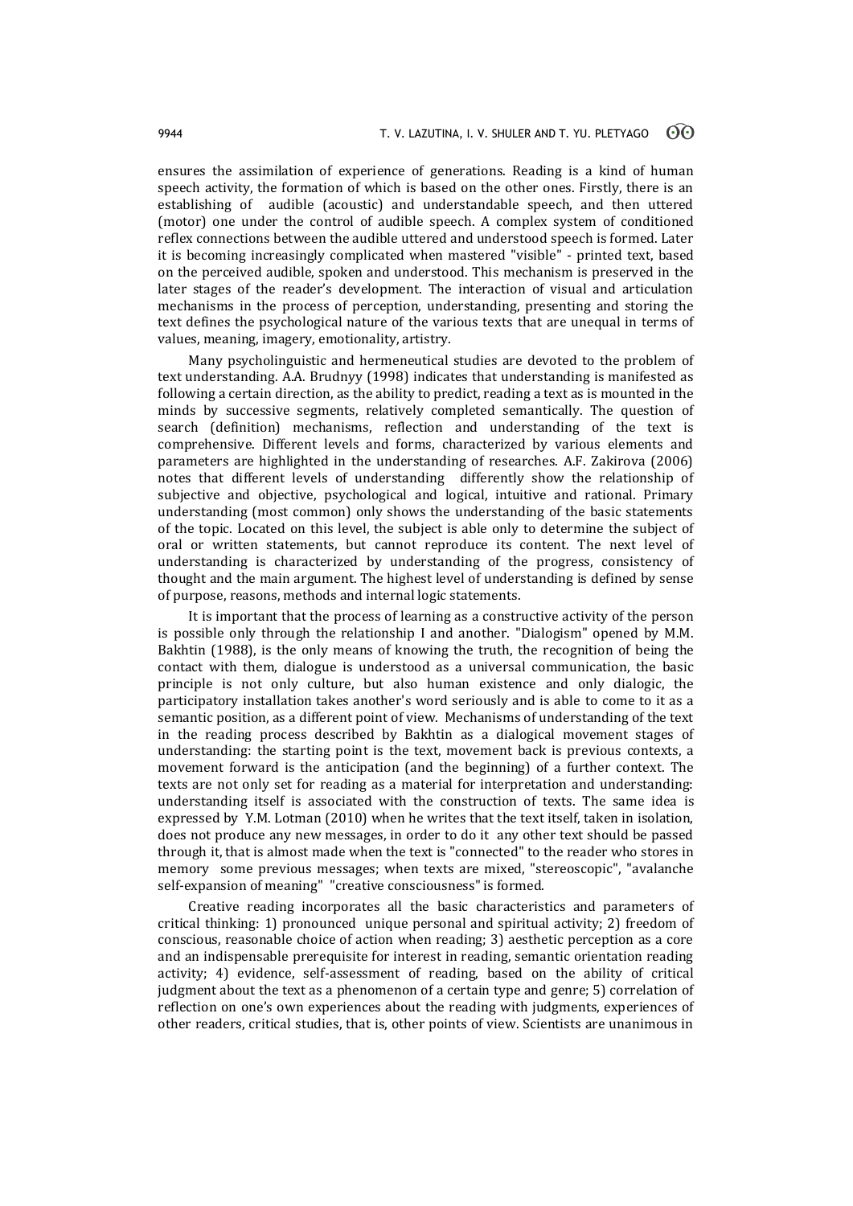ensures the assimilation of experience of generations. Reading is a kind of human speech activity, the formation of which is based on the other ones. Firstly, there is an establishing of audible (acoustic) and understandable speech, and then uttered (motor) one under the control of audible speech. A complex system of conditioned reflex connections between the audible uttered and understood speech is formed. Later it is becoming increasingly complicated when mastered "visible" - printed text, based on the perceived audible, spoken and understood. This mechanism is preserved in the later stages of the reader's development. The interaction of visual and articulation mechanisms in the process of perception, understanding, presenting and storing the text defines the psychological nature of the various texts that are unequal in terms of values, meaning, imagery, emotionality, artistry.

Many psycholinguistic and hermeneutical studies are devoted to the problem of text understanding. A.A. Brudnyy (1998) indicates that understanding is manifested as following a certain direction, as the ability to predict, reading a text as is mounted in the minds by successive segments, relatively completed semantically. The question of search (definition) mechanisms, reflection and understanding of the text is comprehensive. Different levels and forms, characterized by various elements and parameters are highlighted in the understanding of researches. A.F. Zakirova (2006) notes that different levels of understanding differently show the relationship of subjective and objective, psychological and logical, intuitive and rational. Primary understanding (most common) only shows the understanding of the basic statements of the topic. Located on this level, the subject is able only to determine the subject of oral or written statements, but cannot reproduce its content. The next level of understanding is characterized by understanding of the progress, consistency of thought and the main argument. The highest level of understanding is defined by sense of purpose, reasons, methods and internal logic statements.

It is important that the process of learning as a constructive activity of the person is possible only through the relationship I and another. "Dialogism" opened by M.M. Bakhtin (1988), is the only means of knowing the truth, the recognition of being the contact with them, dialogue is understood as a universal communication, the basic principle is not only culture, but also human existence and only dialogic, the participatory installation takes another's word seriously and is able to come to it as a semantic position, as a different point of view. Mechanisms of understanding of the text in the reading process described by Bakhtin as a dialogical movement stages of understanding: the starting point is the text, movement back is previous contexts, a movement forward is the anticipation (and the beginning) of a further context. The texts are not only set for reading as a material for interpretation and understanding: understanding itself is associated with the construction of texts. The same idea is expressed by Y.M. Lotman (2010) when he writes that the text itself, taken in isolation, does not produce any new messages, in order to do it any other text should be passed through it, that is almost made when the text is "connected" to the reader who stores in memory some previous messages; when texts are mixed, "stereoscopic", "avalanche self-expansion of meaning" "creative consciousness" is formed.

Creative reading incorporates all the basic characteristics and parameters of critical thinking: 1) pronounced unique personal and spiritual activity; 2) freedom of conscious, reasonable choice of action when reading; 3) aesthetic perception as a core and an indispensable prerequisite for interest in reading, semantic orientation reading activity; 4) evidence, self-assessment of reading, based on the ability of critical judgment about the text as a phenomenon of a certain type and genre; 5) correlation of reflection on one's own experiences about the reading with judgments, experiences of other readers, critical studies, that is, other points of view. Scientists are unanimous in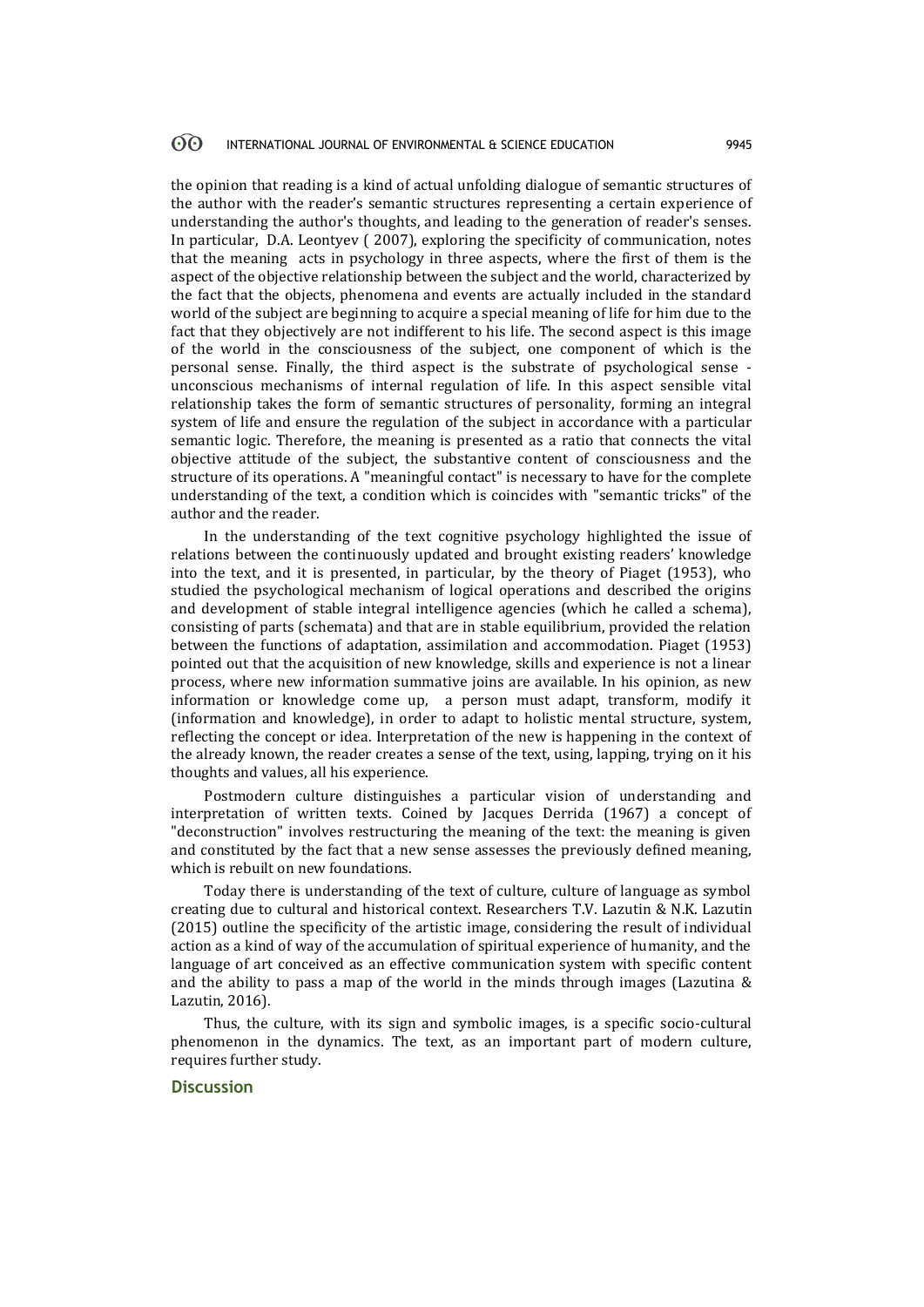the opinion that reading is a kind of actual unfolding dialogue of semantic structures of the author with the reader's semantic structures representing a certain experience of understanding the author's thoughts, and leading to the generation of reader's senses. In particular, D.A. Leontyev ( 2007), exploring the specificity of communication, notes that the meaning acts in psychology in three aspects, where the first of them is the aspect of the objective relationship between the subject and the world, characterized by the fact that the objects, phenomena and events are actually included in the standard world of the subject are beginning to acquire a special meaning of life for him due to the fact that they objectively are not indifferent to his life. The second aspect is this image of the world in the consciousness of the subject, one component of which is the personal sense. Finally, the third aspect is the substrate of psychological sense - unconscious mechanisms of internal regulation of life. In this aspect sensible vital relationship takes the form of semantic structures of personality, forming an integral system of life and ensure the regulation of the subject in accordance with a particular semantic logic. Therefore, the meaning is presented as a ratio that connects the vital objective attitude of the subject, the substantive content of consciousness and the structure of its operations. A "meaningful contact" is necessary to have for the complete understanding of the text, a condition which is coincides with "semantic tricks" of the author and the reader.

In the understanding of the text cognitive psychology highlighted the issue of relations between the continuously updated and brought existing readers' knowledge into the text, and it is presented, in particular, by the theory of Piaget (1953), who studied the psychological mechanism of logical operations and described the origins and development of stable integral intelligence agencies (which he called a schema), consisting of parts (schemata) and that are in stable equilibrium, provided the relation between the functions of adaptation, assimilation and accommodation. Piaget (1953) pointed out that the acquisition of new knowledge, skills and experience is not a linear process, where new information summative joins are available. In his opinion, as new information or knowledge come up, a person must adapt, transform, modify it (information and knowledge), in order to adapt to holistic mental structure, system, reflecting the concept or idea. Interpretation of the new is happening in the context of the already known, the reader creates a sense of the text, using, lapping, trying on it his thoughts and values, all his experience.

Postmodern culture distinguishes a particular vision of understanding and interpretation of written texts. Coined by Jacques Derrida (1967) a concept of "deconstruction" involves restructuring the meaning of the text: the meaning is given and constituted by the fact that a new sense assesses the previously defined meaning, which is rebuilt on new foundations.

Today there is understanding of the text of culture, culture of language as symbol creating due to cultural and historical context. Researchers T.V. Lazutin & N.K. Lazutin (2015) outline the specificity of the artistic image, considering the result of individual action as a kind of way of the accumulation of spiritual experience of humanity, and the language of art conceived as an effective communication system with specific content and the ability to pass a map of the world in the minds through images (Lazutina & Lazutin, 2016).

Thus, the culture, with its sign and symbolic images, is a specific socio-cultural phenomenon in the dynamics. The text, as an important part of modern culture, requires further study.

## Discussion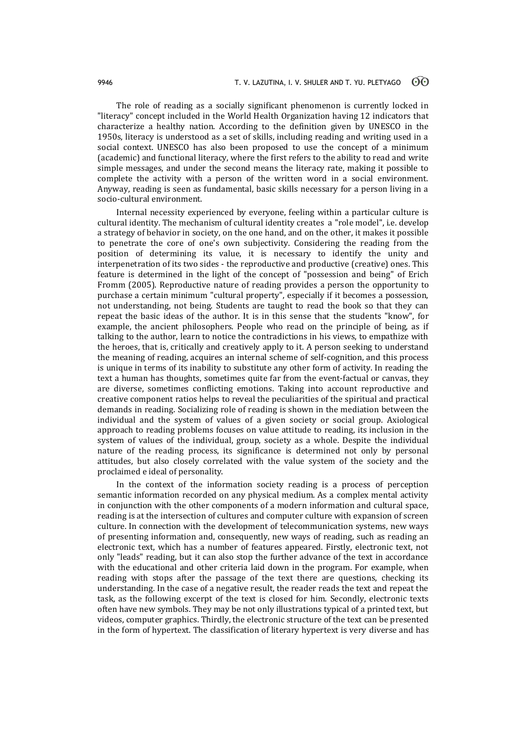The role of reading as a socially significant phenomenon is currently locked in "literacy" concept included in the World Health Organization having 12 indicators that characterize a healthy nation. According to the definition given by UNESCO in the 1950s, literacy is understood as a set of skills, including reading and writing used in a social context. UNESCO has also been proposed to use the concept of a minimum (academic) and functional literacy, where the first refers to the ability to read and write simple messages, and under the second means the literacy rate, making it possible to complete the activity with a person of the written word in a social environment. Anyway, reading is seen as fundamental, basic skills necessary for a person living in a socio-cultural environment.

Internal necessity experienced by everyone, feeling within a particular culture is cultural identity. The mechanism of cultural identity creates a "role model", i.e. develop a strategy of behavior in society, on the one hand, and on the other, it makes it possible to penetrate the core of one's own subjectivity. Considering the reading from the position of determining its value, it is necessary to identify the unity and interpenetration of its two sides - the reproductive and productive (creative) ones. This feature is determined in the light of the concept of "possession and being" of Erich Fromm (2005). Reproductive nature of reading provides a person the opportunity to purchase a certain minimum "cultural property", especially if it becomes a possession, not understanding, not being. Students are taught to read the book so that they can repeat the basic ideas of the author. It is in this sense that the students "know", for example, the ancient philosophers. People who read on the principle of being, as if talking to the author, learn to notice the contradictions in his views, to empathize with the heroes, that is, critically and creatively apply to it. A person seeking to understand the meaning of reading, acquires an internal scheme of self-cognition, and this process is unique in terms of its inability to substitute any other form of activity. In reading the text a human has thoughts, sometimes quite far from the event-factual or canvas, they are diverse, sometimes conflicting emotions. Taking into account reproductive and creative component ratios helps to reveal the peculiarities of the spiritual and practical demands in reading. Socializing role of reading is shown in the mediation between the individual and the system of values of a given society or social group. Axiological approach to reading problems focuses on value attitude to reading, its inclusion in the system of values of the individual, group, society as a whole. Despite the individual nature of the reading process, its significance is determined not only by personal attitudes, but also closely correlated with the value system of the society and the proclaimed e ideal of personality.

In the context of the information society reading is a process of perception semantic information recorded on any physical medium. As a complex mental activity in conjunction with the other components of a modern information and cultural space, reading is at the intersection of cultures and computer culture with expansion of screen culture. In connection with the development of telecommunication systems, new ways of presenting information and, consequently, new ways of reading, such as reading an electronic text, which has a number of features appeared. Firstly, electronic text, not only "leads" reading, but it can also stop the further advance of the text in accordance with the educational and other criteria laid down in the program. For example, when reading with stops after the passage of the text there are questions, checking its understanding. In the case of a negative result, the reader reads the text and repeat the task, as the following excerpt of the text is closed for him. Secondly, electronic texts often have new symbols. They may be not only illustrations typical of a printed text, but videos, computer graphics. Thirdly, the electronic structure of the text can be presented in the form of hypertext. The classification of literary hypertext is very diverse and has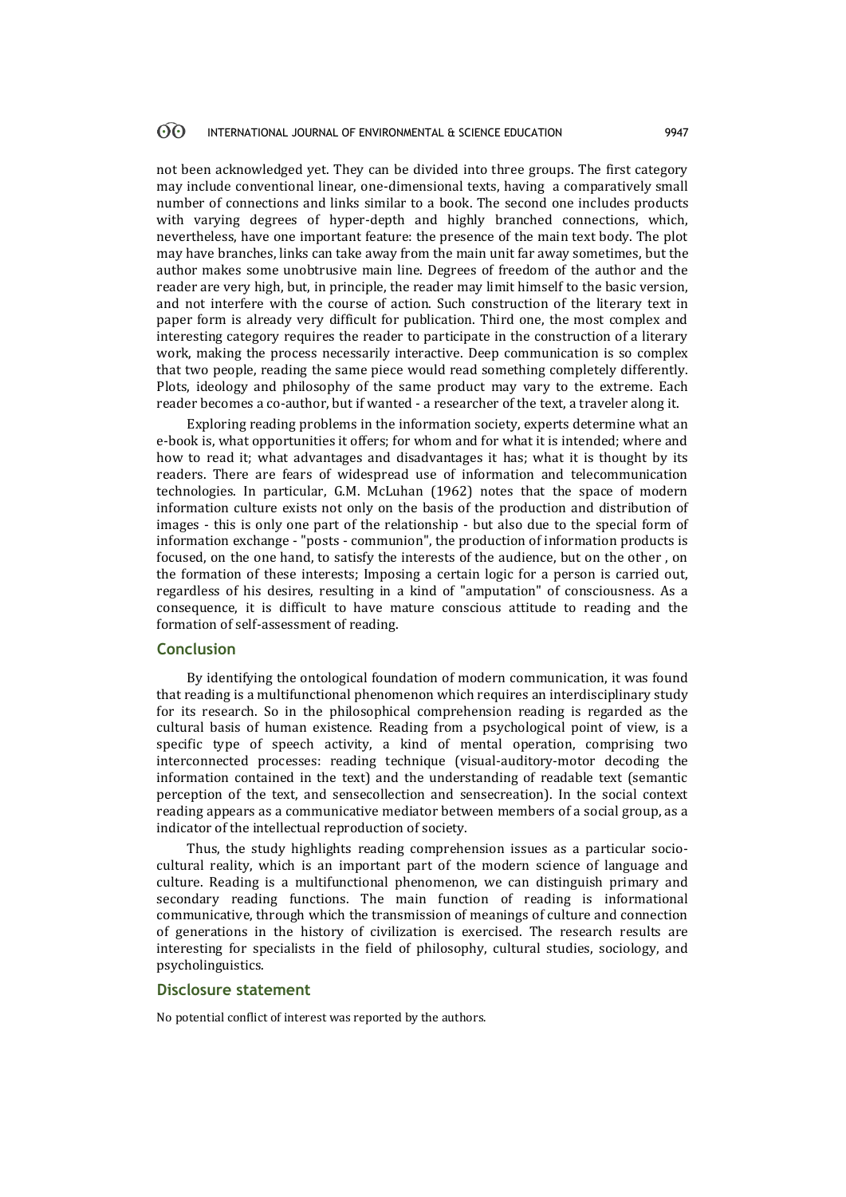not been acknowledged yet. They can be divided into three groups. The first category may include conventional linear, one-dimensional texts, having a comparatively small number of connections and links similar to a book. The second one includes products with varying degrees of hyper-depth and highly branched connections, which, nevertheless, have one important feature: the presence of the main text body. The plot may have branches, links can take away from the main unit far away sometimes, but the author makes some unobtrusive main line. Degrees of freedom of the author and the reader are very high, but, in principle, the reader may limit himself to the basic version, and not interfere with the course of action. Such construction of the literary text in paper form is already very difficult for publication. Third one, the most complex and interesting category requires the reader to participate in the construction of a literary work, making the process necessarily interactive. Deep communication is so complex that two people, reading the same piece would read something completely differently. Plots, ideology and philosophy of the same product may vary to the extreme. Each reader becomes a co-author, but if wanted - a researcher of the text, a traveler along it.

Exploring reading problems in the information society, experts determine what an e-book is, what opportunities it offers; for whom and for what it is intended; where and how to read it; what advantages and disadvantages it has; what it is thought by its readers. There are fears of widespread use of information and telecommunication technologies. In particular, G.M. McLuhan (1962) notes that the space of modern information culture exists not only on the basis of the production and distribution of images - this is only one part of the relationship - but also due to the special form of information exchange - "posts - communion", the production of information products is focused, on the one hand, to satisfy the interests of the audience, but on the other , on the formation of these interests; Imposing a certain logic for a person is carried out, regardless of his desires, resulting in a kind of "amputation" of consciousness. As a consequence, it is difficult to have mature conscious attitude to reading and the formation of self-assessment of reading.

## Conclusion

By identifying the ontological foundation of modern communication, it was found that reading is a multifunctional phenomenon which requires an interdisciplinary study for its research. So in the philosophical comprehension reading is regarded as the cultural basis of human existence. Reading from a psychological point of view, is a specific type of speech activity, a kind of mental operation, comprising two interconnected processes: reading technique (visual-auditory-motor decoding the information contained in the text) and the understanding of readable text (semantic perception of the text, and sensecollection and sensecreation). In the social context reading appears as a communicative mediator between members of a social group, as a indicator of the intellectual reproduction of society.

Thus, the study highlights reading comprehension issues as a particular socio-cultural reality, which is an important part of the modern science of language and culture. Reading is a multifunctional phenomenon, we can distinguish primary and secondary reading functions. The main function of reading is informational communicative, through which the transmission of meanings of culture and connection of generations in the history of civilization is exercised. The research results are interesting for specialists in the field of philosophy, cultural studies, sociology, and psycholinguistics.

## Disclosure statement

No potential conflict of interest was reported by the authors.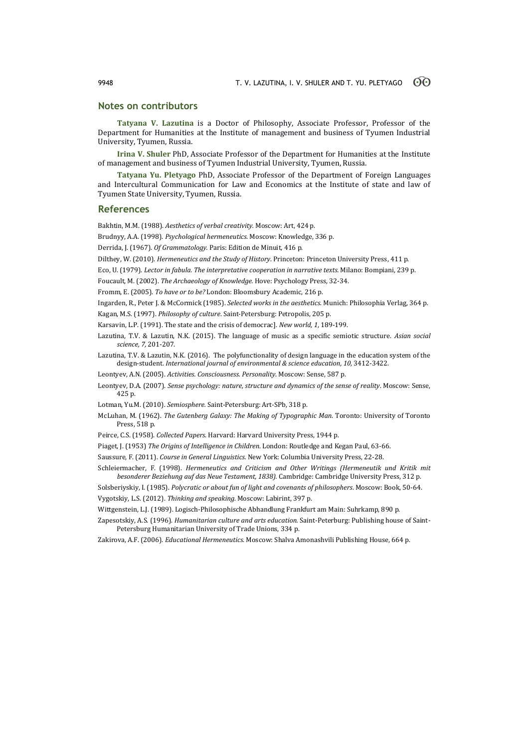## Notes on contributors

**Tatyana V. Lazutina** is a Doctor of Philosophy, Associate Professor, Professor of the Department for Humanities at the Institute of management and business of Tyumen Industrial University, Tyumen, Russia.

**Irina V. Shuler** PhD, Associate Professor of the Department for Humanities at the Institute of management and business of Tyumen Industrial University, Tyumen, Russia.

**Tatyana Yu. Pletyago** PhD, Associate Professor of the Department of Foreign Languages and Intercultural Communication for Law and Economics at the Institute of state and law of Tyumen State University, Tyumen, Russia.

## References

Bakhtin, M.M. (1988). *Aesthetics of verbal creativity.* Moscow: Art, 424 p.

Brudnyy, A.A. (1998). *Psychological hermeneutics.* Moscow: Knowledge, 336 p.

Derrida, J. (1967). *Of Grammatology.* Paris: Edition de Minuit, 416 p.

Dilthey, W. (2010). *Hermeneutics and the Study of History*. Princeton: Princeton University Press, 411 p.

Eco, U. (1979). *Lector in fabula. The interpretative cooperation in narrative texts.* Milano: Bompiani, 239 p.

Foucault, M. (2002). *The Archaeology of Knowledge.* Hove: Psychology Press, 32-34.

Fromm, E. (2005). *To have or to be?* London: Bloomsbury Academic, 216 p.

Ingarden, R., Peter J. & McCormick (1985). *Selected works in the aesthetics.* Munich: Philosophia Verlag, 364 p.

Kagan, M.S. (1997). *Philosophy of culture*. Saint-Petersburg: Petropolis, 205 p.

Karsavin, L.P. (1991). The state and the crisis of democrac]. *New world, 1*, 189-199.

Lazutina, T.V. & Lazutin, N.K. (2015). The language of music as a specific semiotic structure. *Asian social science, 7,* 201-207.

Lazutina, T.V. & Lazutin, N.K. (2016). The polyfunctionality of design language in the education system of the design-student. *International journal of environmental & science education, 10,* 3412-3422.

Leontyev, A.N. (2005). *Activities. Consciousness. Personality*. Moscow: Sense, 587 p.

Leontyev, D.A. (2007). *Sense psychology: nature, structure and dynamics of the sense of reality*. Moscow: Sense, 425 p.

Lotman, Yu.M. (2010). *Semiosphere.* Saint-Petersburg: Art-SPb, 318 p.

McLuhan, M. (1962). *The Gutenberg Galaxy: The Making of Typographic Man.* Toronto: University of Toronto Press, 518 p.

Peirce, C.S. (1958). *Collected Papers*. Harvard: Harvard University Press, 1944 p.

Piaget, J. (1953) *The Origins of Intelligence in Children*. London: Routledge and Kegan Paul, 63-66.

Saussure, F. (2011). *Course in General Linguistics.* New York: Columbia University Press, 22-28.

Schleiermacher, F. (1998). *Hermeneutics and Criticism and Other Writings (Hermeneutik und Kritik mit besonderer Beziehung auf das Neue Testament, 1838).* Cambridge: Cambridge University Press, 312 p.

Solsberiyskiy, I. (1985). *Polycratic or about fun of light and covenants of philosophers*. Moscow: Book, 50-64.

Vygotskiy, L.S. (2012). *Thinking and speaking.* Moscow: Labirint, 397 p.

Wittgenstein, L.J. (1989). Logisch-Philosophische Abhandlung Frankfurt am Main: Suhrkamp, 890 p.

Zapesotskiy, A.S. (1996). *Humanitarian culture and arts education.* Saint-Peterburg: Publishing house of Saint-Petersburg Humanitarian University of Trade Unions, 334 p.

Zakirova, A.F. (2006). *Educational Hermeneutics.* Moscow: Shalva Amonashvili Publishing House, 664 p.